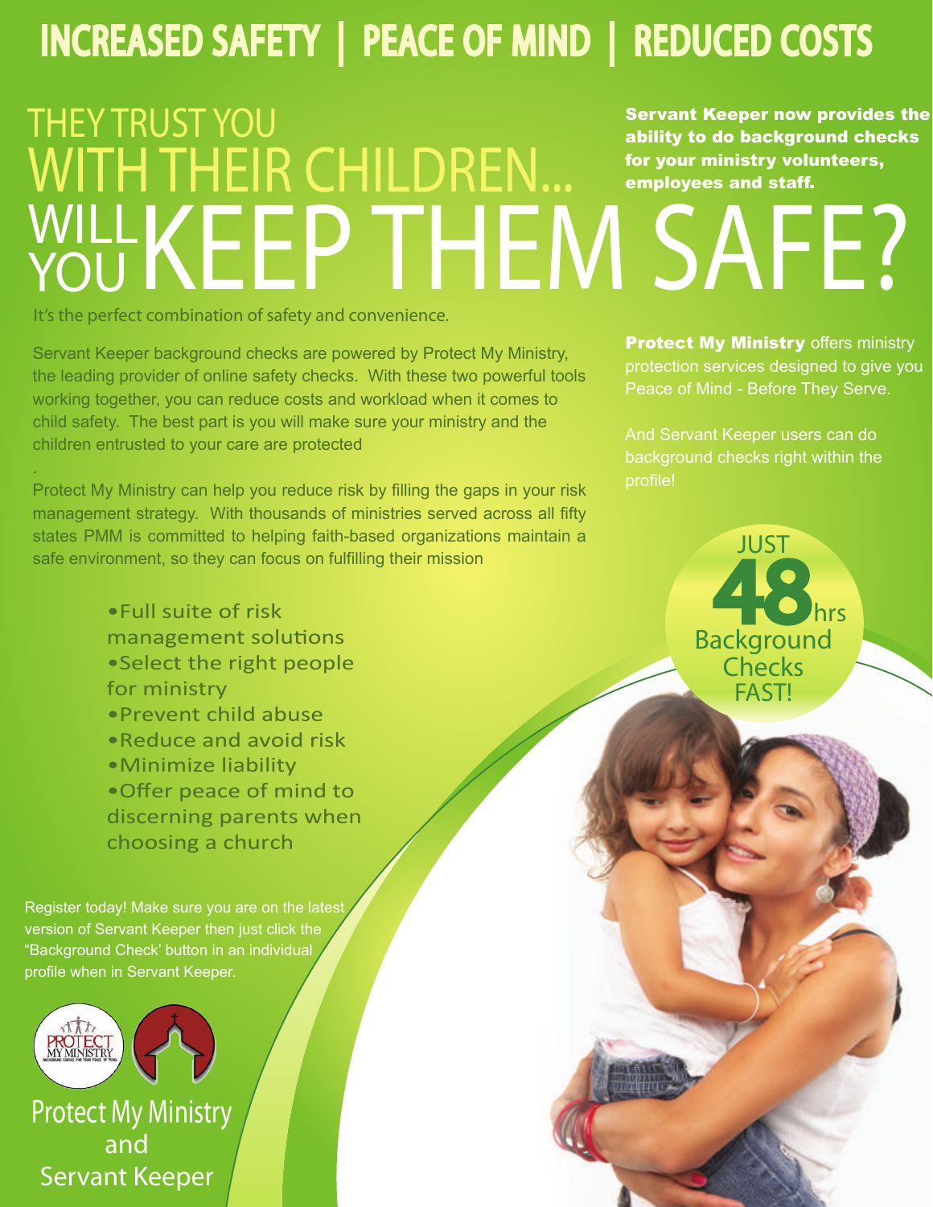# INCREASED SAFETY | PEACE OF MIND | REDUCED COSTS

## THEY TRUST YOU WITH THEIR CHILDREN... WILL YOU KEEP THEM SAFE?

**Servant Keeper now provides the ability to do background checks for your ministry volunteers, employees and staff.**

It's the perfect combination of safety and convenience.

Servant Keeper background checks are powered by Protect My Ministry, the leading provider of online safety checks. With these two powerful tools working together, you can reduce costs and workload when it comes to child safety. The best part is you will make sure your ministry and the children entrusted to your care are protected

.

Protect My Ministry can help you reduce risk by filling the gaps in your risk management strategy. With thousands of ministries served across all fifty states PMM is committed to helping faith-based organizations maintain a safe environment, so they can focus on fulfilling their mission

- Full suite of risk management solutions
- Select the right people for ministry
- Prevent child abuse
- Reduce and avoid risk
- Minimize liability
- Offer peace of mind to discerning parents when choosing a church

**Protect My Ministry** offers ministry protection services designed to give you Peace of Mind - Before They Serve.

And Servant Keeper users can do background checks right within the profile!

JUST 48 hrs Background Checks FAST!

Register today! Make sure you are on the latest version of Servant Keeper then just click the "Background Check' button in an individual profile when in Servant Keeper.

Protect My Ministry and Servant Keeper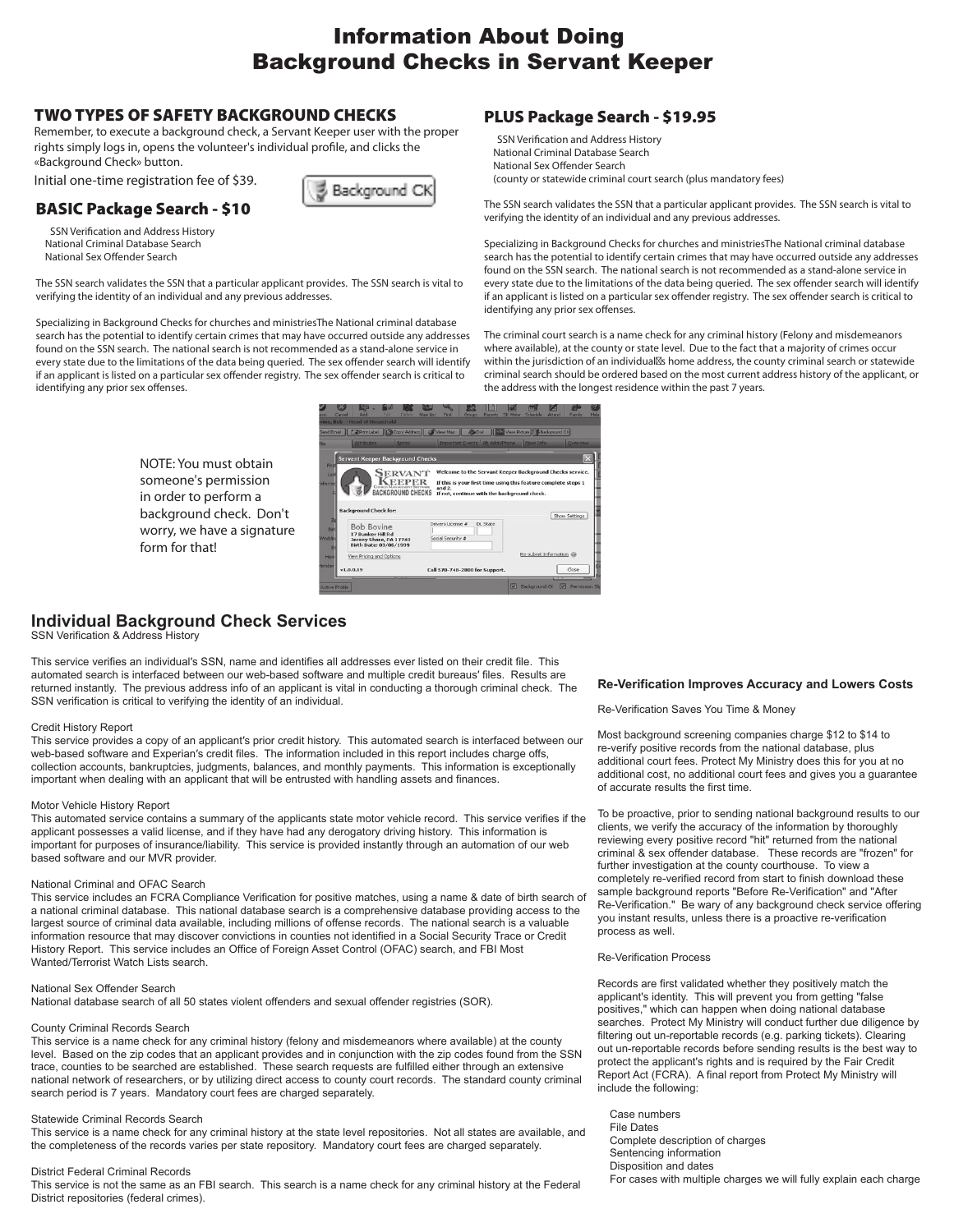# Information About Doing Background Checks in Servant Keeper

## TWO TYPES OF SAFETY BACKGROUND CHECKS

Remember, to execute a background check, a Servant Keeper user with the proper rights simply logs in, opens the volunteer's individual profile, and clicks the «Background Check» button.

Initial one-time registration fee of $39.

## BASIC Package Search - $10

SSN Verification and Address History
National Criminal Database Search
National Sex Offender Search

The SSN search validates the SSN that a particular applicant provides. The SSN search is vital to verifying the identity of an individual and any previous addresses.

Specializing in Background Checks for churches and ministriesThe National criminal database search has the potential to identify certain crimes that may have occurred outside any addresses found on the SSN search. The national search is not recommended as a stand-alone service in every state due to the limitations of the data being queried. The sex offender search will identify if an applicant is listed on a particular sex offender registry. The sex offender search is critical to identifying any prior sex offenses.

## PLUS Package Search - $19.95

SSN Verification and Address History
National Criminal Database Search
National Sex Offender Search
(county or statewide criminal court search (plus mandatory fees)

The SSN search validates the SSN that a particular applicant provides. The SSN search is vital to verifying the identity of an individual and any previous addresses.

Specializing in Background Checks for churches and ministriesThe National criminal database search has the potential to identify certain crimes that may have occurred outside any addresses found on the SSN search. The national search is not recommended as a stand-alone service in every state due to the limitations of the data being queried. The sex offender search will identify if an applicant is listed on a particular sex offender registry. The sex offender search is critical to identifying any prior sex offenses.

The criminal court search is a name check for any criminal history (Felony and misdemeanors where available), at the county or state level. Due to the fact that a majority of crimes occur within the jurisdiction of an individual's home address, the county criminal search or statewide criminal search should be ordered based on the most current address history of the applicant, or the address with the longest residence within the past 7 years.

NOTE: You must obtain someone's permission in order to perform a background check. Don't worry, we have a signature form for that!

## Individual Background Check Services

SSN Verification & Address History

This service verifies an individual's SSN, name and identifies all addresses ever listed on their credit file. This automated search is interfaced between our web-based software and multiple credit bureaus' files. Results are returned instantly. The previous address info of an applicant is vital in conducting a thorough criminal check. The SSN verification is critical to verifying the identity of an individual.

Credit History Report

This service provides a copy of an applicant's prior credit history. This automated search is interfaced between our web-based software and Experian's credit files. The information included in this report includes charge offs, collection accounts, bankruptcies, judgments, balances, and monthly payments. This information is exceptionally important when dealing with an applicant that will be entrusted with handling assets and finances.

Motor Vehicle History Report

This automated service contains a summary of the applicants state motor vehicle record. This service verifies if the applicant possesses a valid license, and if they have had any derogatory driving history. This information is important for purposes of insurance/liability. This service is provided instantly through an automation of our web based software and our MVR provider.

National Criminal and OFAC Search

This service includes an FCRA Compliance Verification for positive matches, using a name & date of birth search of a national criminal database. This national database search is a comprehensive database providing access to the largest source of criminal data available, including millions of offense records. The national search is a valuable information resource that may discover convictions in counties not identified in a Social Security Trace or Credit History Report. This service includes an Office of Foreign Asset Control (OFAC) search, and FBI Most Wanted/Terrorist Watch Lists search.

National Sex Offender Search

National database search of all 50 states violent offenders and sexual offender registries (SOR).

County Criminal Records Search

This service is a name check for any criminal history (felony and misdemeanors where available) at the county level. Based on the zip codes that an applicant provides and in conjunction with the zip codes found from the SSN trace, counties to be searched are established. These search requests are fulfilled either through an extensive national network of researchers, or by utilizing direct access to county court records. The standard county criminal search period is 7 years. Mandatory court fees are charged separately.

Statewide Criminal Records Search

This service is a name check for any criminal history at the state level repositories. Not all states are available, and the completeness of the records varies per state repository. Mandatory court fees are charged separately.

District Federal Criminal Records

This service is not the same as an FBI search. This search is a name check for any criminal history at the Federal District repositories (federal crimes).

### Re-Verification Improves Accuracy and Lowers Costs

Re-Verification Saves You Time & Money

Most background screening companies charge $12 to $14 to re-verify positive records from the national database, plus additional court fees. Protect My Ministry does this for you at no additional cost, no additional court fees and gives you a guarantee of accurate results the first time.

To be proactive, prior to sending national background results to our clients, we verify the accuracy of the information by thoroughly reviewing every positive record "hit" returned from the national criminal & sex offender database. These records are "frozen" for further investigation at the county courthouse. To view a completely re-verified record from start to finish download these sample background reports "Before Re-Verification" and "After Re-Verification." Be wary of any background check service offering you instant results, unless there is a proactive re-verification process as well.

Re-Verification Process

Records are first validated whether they positively match the applicant's identity. This will prevent you from getting "false positives," which can happen when doing national database searches. Protect My Ministry will conduct further due diligence by filtering out un-reportable records (e.g. parking tickets). Clearing out un-reportable records before sending results is the best way to protect the applicant's rights and is required by the Fair Credit Report Act (FCRA). A final report from Protect My Ministry will include the following:

- Case numbers
- File Dates
- Complete description of charges
- Sentencing information
- Disposition and dates
- For cases with multiple charges we will fully explain each charge